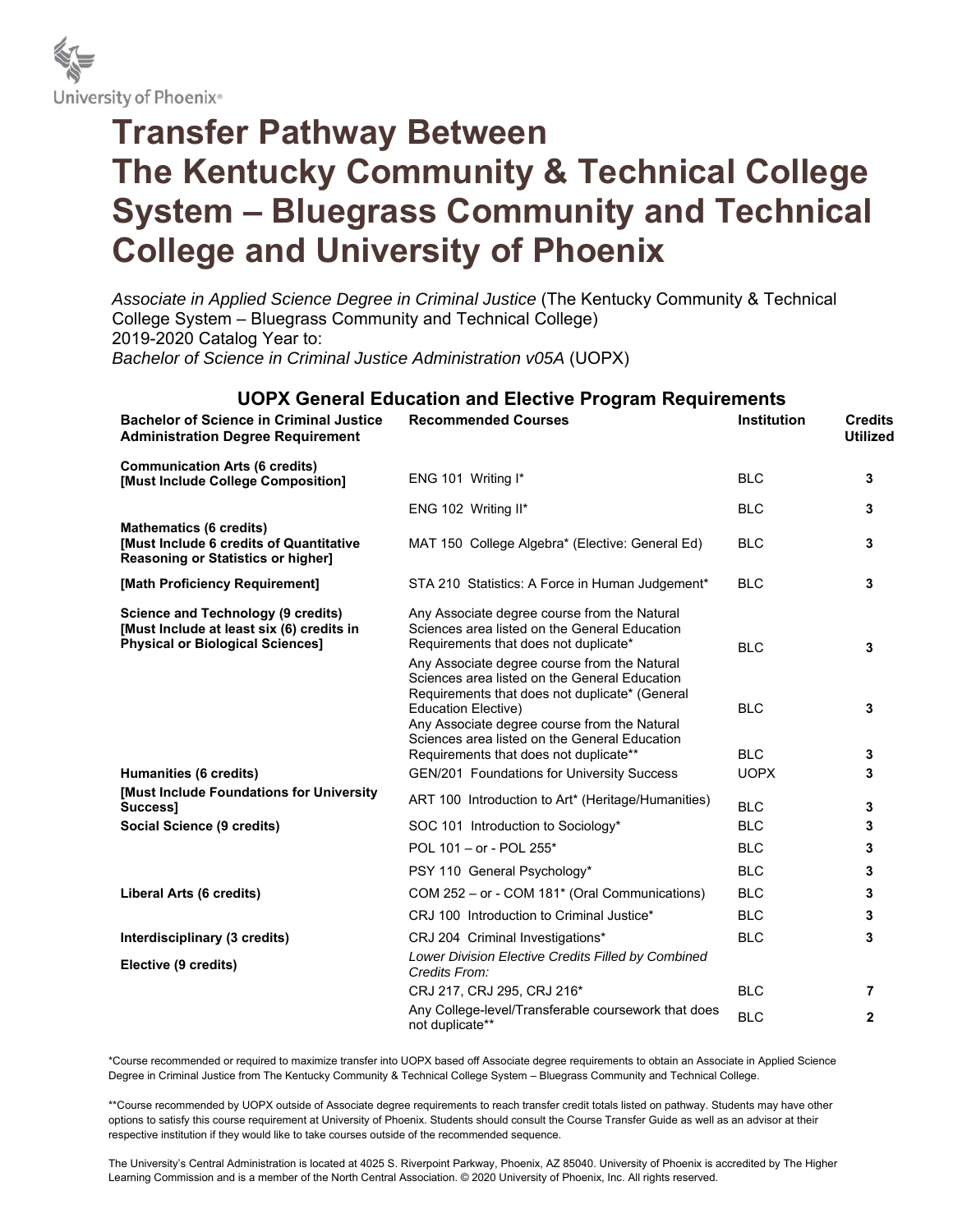University of Phoenix®

# Transfer Pathway Between The Kentucky Community & Technical College System – Bluegrass Community and Technical College and University of Phoenix

*Associate in Applied Science Degree in Criminal Justice* (The Kentucky Community & Technical College System – Bluegrass Community and Technical College)
2019-2020 Catalog Year to:
*Bachelor of Science in Criminal Justice Administration v05A* (UOPX)

## UOPX General Education and Elective Program Requirements

| Bachelor of Science in Criminal Justice Administration Degree Requirement | Recommended Courses | Institution | Credits Utilized |
|---|---|---|---|
| **Communication Arts (6 credits) [Must Include College Composition]** | ENG 101 Writing I* | BLC | 3 |
| | ENG 102 Writing II* | BLC | 3 |
| **Mathematics (6 credits) [Must Include 6 credits of Quantitative Reasoning or Statistics or higher]** | MAT 150 College Algebra* (Elective: General Ed) | BLC | 3 |
| **[Math Proficiency Requirement]** | STA 210 Statistics: A Force in Human Judgement* | BLC | 3 |
| **Science and Technology (9 credits) [Must Include at least six (6) credits in Physical or Biological Sciences]** | Any Associate degree course from the Natural Sciences area listed on the General Education Requirements that does not duplicate* | BLC | 3 |
| | Any Associate degree course from the Natural Sciences area listed on the General Education Requirements that does not duplicate* (General Education Elective) | BLC | 3 |
| | Any Associate degree course from the Natural Sciences area listed on the General Education Requirements that does not duplicate** | BLC | 3 |
| **Humanities (6 credits)** | GEN/201 Foundations for University Success | UOPX | 3 |
| **[Must Include Foundations for University Success]** | ART 100 Introduction to Art* (Heritage/Humanities) | BLC | 3 |
| **Social Science (9 credits)** | SOC 101 Introduction to Sociology* | BLC | 3 |
| | POL 101 – or - POL 255* | BLC | 3 |
| | PSY 110 General Psychology* | BLC | 3 |
| **Liberal Arts (6 credits)** | COM 252 – or - COM 181* (Oral Communications) | BLC | 3 |
| | CRJ 100 Introduction to Criminal Justice* | BLC | 3 |
| **Interdisciplinary (3 credits)** | CRJ 204 Criminal Investigations* | BLC | 3 |
| **Elective (9 credits)** | *Lower Division Elective Credits Filled by Combined Credits From:* | | |
| | CRJ 217, CRJ 295, CRJ 216* | BLC | 7 |
| | Any College-level/Transferable coursework that does not duplicate** | BLC | 2 |

*Course recommended or required to maximize transfer into UOPX based off Associate degree requirements to obtain an Associate in Applied Science Degree in Criminal Justice from The Kentucky Community & Technical College System – Bluegrass Community and Technical College.

**Course recommended by UOPX outside of Associate degree requirements to reach transfer credit totals listed on pathway. Students may have other options to satisfy this course requirement at University of Phoenix. Students should consult the Course Transfer Guide as well as an advisor at their respective institution if they would like to take courses outside of the recommended sequence.

The University's Central Administration is located at 4025 S. Riverpoint Parkway, Phoenix, AZ 85040. University of Phoenix is accredited by The Higher Learning Commission and is a member of the North Central Association. © 2020 University of Phoenix, Inc. All rights reserved.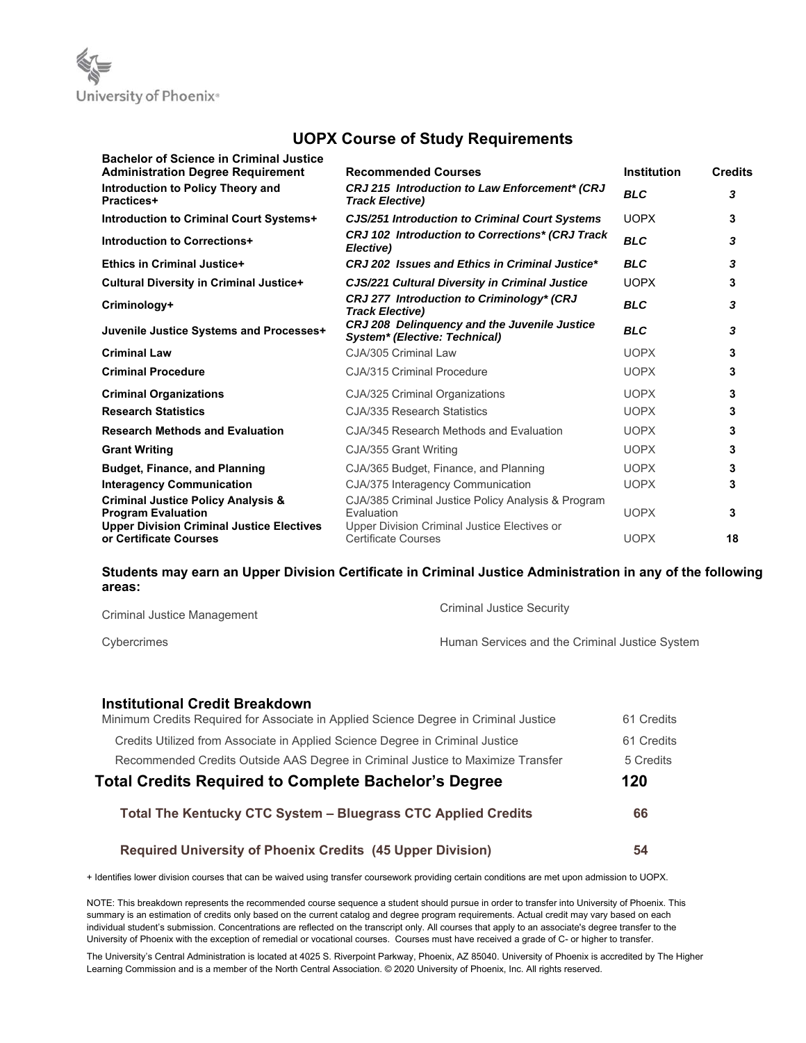University of Phoenix®

## UOPX Course of Study Requirements

| Bachelor of Science in Criminal Justice Administration Degree Requirement | Recommended Courses | Institution | Credits |
|---|---|---|---|
| **Introduction to Policy Theory and Practices+** | ***CRJ 215 Introduction to Law Enforcement\* (CRJ Track Elective)*** | ***BLC*** | ***3*** |
| **Introduction to Criminal Court Systems+** | ***CJS/251 Introduction to Criminal Court Systems*** | UOPX | **3** |
| **Introduction to Corrections+** | ***CRJ 102 Introduction to Corrections\* (CRJ Track Elective)*** | ***BLC*** | ***3*** |
| **Ethics in Criminal Justice+** | ***CRJ 202 Issues and Ethics in Criminal Justice\**** | ***BLC*** | ***3*** |
| **Cultural Diversity in Criminal Justice+** | ***CJS/221 Cultural Diversity in Criminal Justice*** | UOPX | **3** |
| **Criminology+** | ***CRJ 277 Introduction to Criminology\* (CRJ Track Elective)*** | ***BLC*** | ***3*** |
| **Juvenile Justice Systems and Processes+** | ***CRJ 208 Delinquency and the Juvenile Justice System\* (Elective: Technical)*** | ***BLC*** | ***3*** |
| **Criminal Law** | CJA/305 Criminal Law | UOPX | **3** |
| **Criminal Procedure** | CJA/315 Criminal Procedure | UOPX | **3** |
| **Criminal Organizations** | CJA/325 Criminal Organizations | UOPX | **3** |
| **Research Statistics** | CJA/335 Research Statistics | UOPX | **3** |
| **Research Methods and Evaluation** | CJA/345 Research Methods and Evaluation | UOPX | **3** |
| **Grant Writing** | CJA/355 Grant Writing | UOPX | **3** |
| **Budget, Finance, and Planning** | CJA/365 Budget, Finance, and Planning | UOPX | **3** |
| **Interagency Communication** | CJA/375 Interagency Communication | UOPX | **3** |
| **Criminal Justice Policy Analysis & Program Evaluation** | CJA/385 Criminal Justice Policy Analysis & Program Evaluation | UOPX | **3** |
| **Upper Division Criminal Justice Electives or Certificate Courses** | Upper Division Criminal Justice Electives or Certificate Courses | UOPX | **18** |

**Students may earn an Upper Division Certificate in Criminal Justice Administration in any of the following areas:**

- Criminal Justice Management
- Criminal Justice Security
- Cybercrimes
- Human Services and the Criminal Justice System

### Institutional Credit Breakdown

| | |
|---|---|
| Minimum Credits Required for Associate in Applied Science Degree in Criminal Justice | 61 Credits |
| Credits Utilized from Associate in Applied Science Degree in Criminal Justice | 61 Credits |
| Recommended Credits Outside AAS Degree in Criminal Justice to Maximize Transfer | 5 Credits |
| **Total Credits Required to Complete Bachelor's Degree** | **120** |
| **Total The Kentucky CTC System – Bluegrass CTC Applied Credits** | **66** |
| **Required University of Phoenix Credits (45 Upper Division)** | **54** |

+ Identifies lower division courses that can be waived using transfer coursework providing certain conditions are met upon admission to UOPX.

NOTE: This breakdown represents the recommended course sequence a student should pursue in order to transfer into University of Phoenix. This summary is an estimation of credits only based on the current catalog and degree program requirements. Actual credit may vary based on each individual student's submission. Concentrations are reflected on the transcript only. All courses that apply to an associate's degree transfer to the University of Phoenix with the exception of remedial or vocational courses. Courses must have received a grade of C- or higher to transfer.

The University's Central Administration is located at 4025 S. Riverpoint Parkway, Phoenix, AZ 85040. University of Phoenix is accredited by The Higher Learning Commission and is a member of the North Central Association. © 2020 University of Phoenix, Inc. All rights reserved.